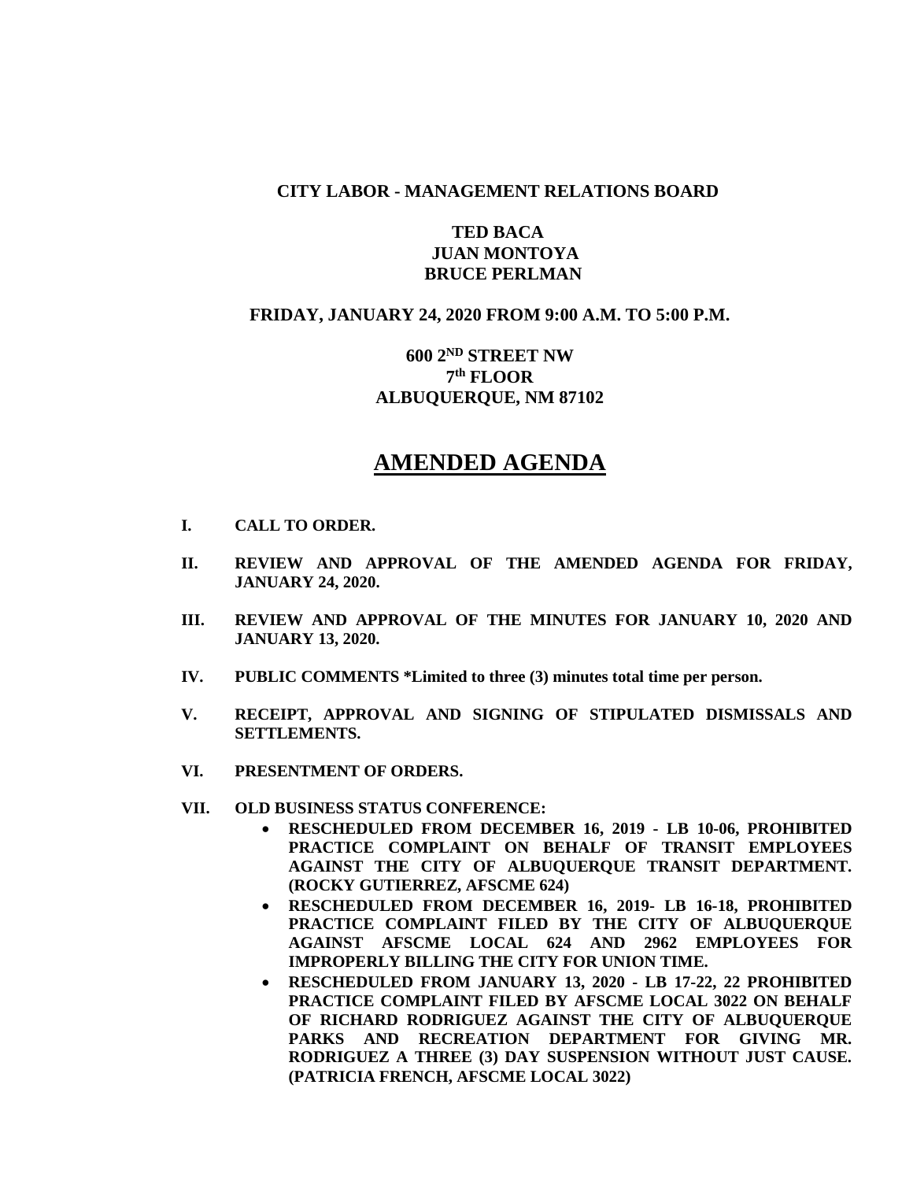**CITY LABOR - MANAGEMENT RELATIONS BOARD**

**TED BACA**
**JUAN MONTOYA**
**BRUCE PERLMAN**

**FRIDAY, JANUARY 24, 2020 FROM 9:00 A.M. TO 5:00 P.M.**

**600 2ND STREET NW**
**7th FLOOR**
**ALBUQUERQUE, NM 87102**

# AMENDED AGENDA

- **I. CALL TO ORDER.**

- **II. REVIEW AND APPROVAL OF THE AMENDED AGENDA FOR FRIDAY, JANUARY 24, 2020.**

- **III. REVIEW AND APPROVAL OF THE MINUTES FOR JANUARY 10, 2020 AND JANUARY 13, 2020.**

- **IV. PUBLIC COMMENTS *Limited to three (3) minutes total time per person.**

- **V. RECEIPT, APPROVAL AND SIGNING OF STIPULATED DISMISSALS AND SETTLEMENTS.**

- **VI. PRESENTMENT OF ORDERS.**

- **VII. OLD BUSINESS STATUS CONFERENCE:**
  - **RESCHEDULED FROM DECEMBER 16, 2019 - LB 10-06, PROHIBITED PRACTICE COMPLAINT ON BEHALF OF TRANSIT EMPLOYEES AGAINST THE CITY OF ALBUQUERQUE TRANSIT DEPARTMENT. (ROCKY GUTIERREZ, AFSCME 624)**
  - **RESCHEDULED FROM DECEMBER 16, 2019- LB 16-18, PROHIBITED PRACTICE COMPLAINT FILED BY THE CITY OF ALBUQUERQUE AGAINST AFSCME LOCAL 624 AND 2962 EMPLOYEES FOR IMPROPERLY BILLING THE CITY FOR UNION TIME.**
  - **RESCHEDULED FROM JANUARY 13, 2020 - LB 17-22, 22 PROHIBITED PRACTICE COMPLAINT FILED BY AFSCME LOCAL 3022 ON BEHALF OF RICHARD RODRIGUEZ AGAINST THE CITY OF ALBUQUERQUE PARKS AND RECREATION DEPARTMENT FOR GIVING MR. RODRIGUEZ A THREE (3) DAY SUSPENSION WITHOUT JUST CAUSE. (PATRICIA FRENCH, AFSCME LOCAL 3022)**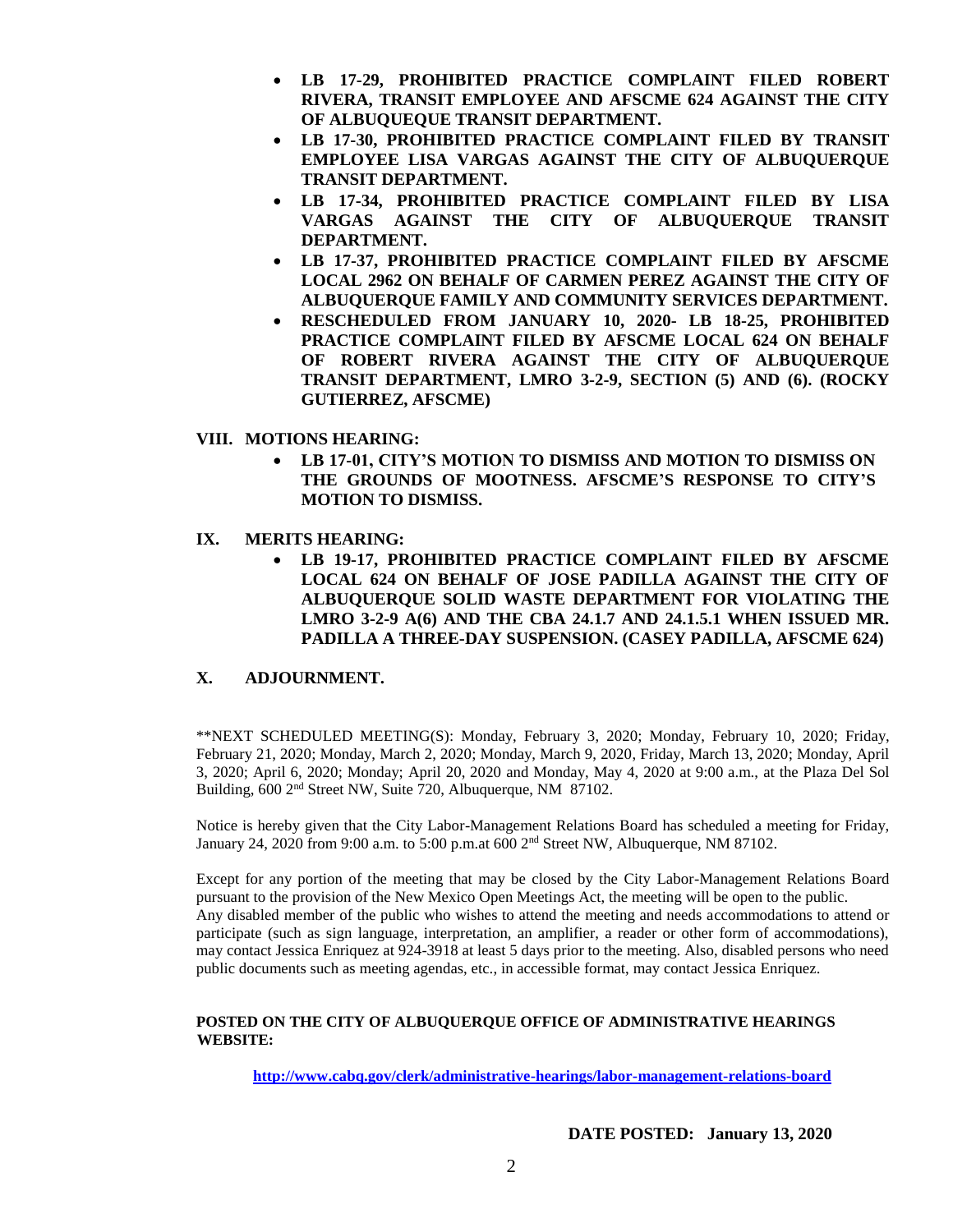- **LB 17-29, PROHIBITED PRACTICE COMPLAINT FILED ROBERT RIVERA, TRANSIT EMPLOYEE AND AFSCME 624 AGAINST THE CITY OF ALBUQUEQUE TRANSIT DEPARTMENT.**
- **LB 17-30, PROHIBITED PRACTICE COMPLAINT FILED BY TRANSIT EMPLOYEE LISA VARGAS AGAINST THE CITY OF ALBUQUERQUE TRANSIT DEPARTMENT.**
- **LB 17-34, PROHIBITED PRACTICE COMPLAINT FILED BY LISA VARGAS AGAINST THE CITY OF ALBUQUERQUE TRANSIT DEPARTMENT.**
- **LB 17-37, PROHIBITED PRACTICE COMPLAINT FILED BY AFSCME LOCAL 2962 ON BEHALF OF CARMEN PEREZ AGAINST THE CITY OF ALBUQUERQUE FAMILY AND COMMUNITY SERVICES DEPARTMENT.**
- **RESCHEDULED FROM JANUARY 10, 2020- LB 18-25, PROHIBITED PRACTICE COMPLAINT FILED BY AFSCME LOCAL 624 ON BEHALF OF ROBERT RIVERA AGAINST THE CITY OF ALBUQUERQUE TRANSIT DEPARTMENT, LMRO 3-2-9, SECTION (5) AND (6). (ROCKY GUTIERREZ, AFSCME)**

**VIII. MOTIONS HEARING:**

- **LB 17-01, CITY'S MOTION TO DISMISS AND MOTION TO DISMISS ON THE GROUNDS OF MOOTNESS. AFSCME'S RESPONSE TO CITY'S MOTION TO DISMISS.**

**IX. MERITS HEARING:**

- **LB 19-17, PROHIBITED PRACTICE COMPLAINT FILED BY AFSCME LOCAL 624 ON BEHALF OF JOSE PADILLA AGAINST THE CITY OF ALBUQUERQUE SOLID WASTE DEPARTMENT FOR VIOLATING THE LMRO 3-2-9 A(6) AND THE CBA 24.1.7 AND 24.1.5.1 WHEN ISSUED MR. PADILLA A THREE-DAY SUSPENSION. (CASEY PADILLA, AFSCME 624)**

**X. ADJOURNMENT.**

**NEXT SCHEDULED MEETING(S): Monday, February 3, 2020; Monday, February 10, 2020; Friday, February 21, 2020; Monday, March 2, 2020; Monday, March 9, 2020, Friday, March 13, 2020; Monday, April 3, 2020; April 6, 2020; Monday; April 20, 2020 and Monday, May 4, 2020 at 9:00 a.m., at the Plaza Del Sol Building, 600 2nd Street NW, Suite 720, Albuquerque, NM 87102.

Notice is hereby given that the City Labor-Management Relations Board has scheduled a meeting for Friday, January 24, 2020 from 9:00 a.m. to 5:00 p.m.at 600 2nd Street NW, Albuquerque, NM 87102.

Except for any portion of the meeting that may be closed by the City Labor-Management Relations Board pursuant to the provision of the New Mexico Open Meetings Act, the meeting will be open to the public. Any disabled member of the public who wishes to attend the meeting and needs accommodations to attend or participate (such as sign language, interpretation, an amplifier, a reader or other form of accommodations), may contact Jessica Enriquez at 924-3918 at least 5 days prior to the meeting. Also, disabled persons who need public documents such as meeting agendas, etc., in accessible format, may contact Jessica Enriquez.

**POSTED ON THE CITY OF ALBUQUERQUE OFFICE OF ADMINISTRATIVE HEARINGS WEBSITE:**

**http://www.cabq.gov/clerk/administrative-hearings/labor-management-relations-board**

**DATE POSTED: January 13, 2020**